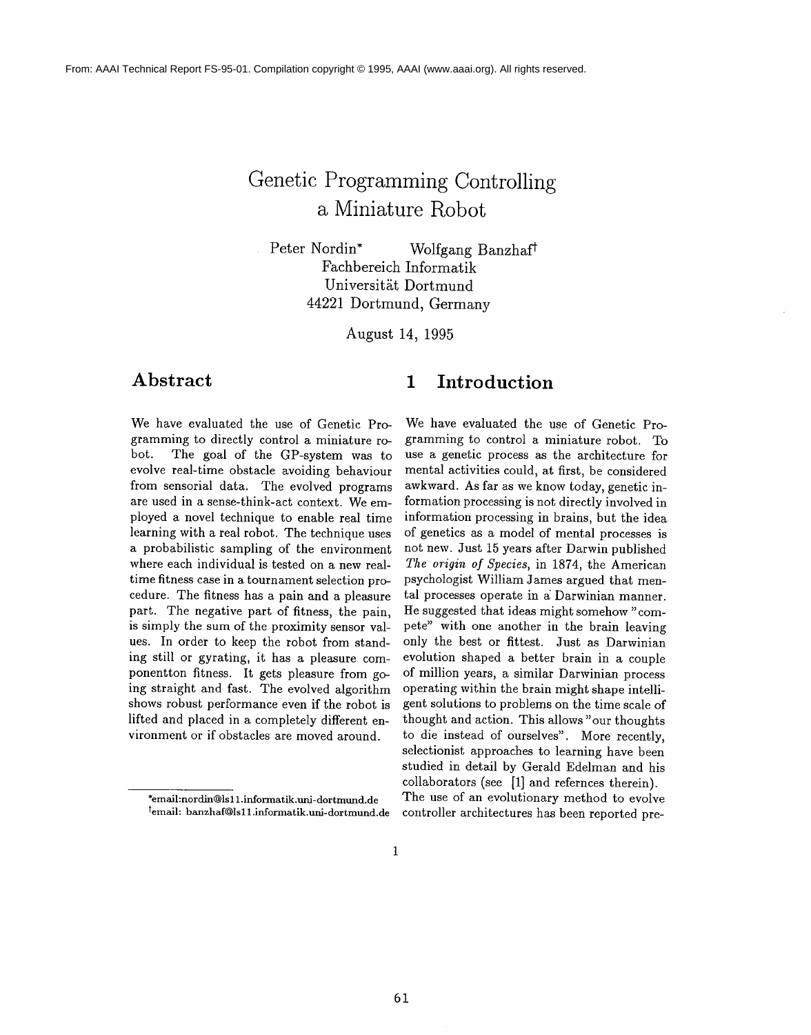From: AAAI Technical Report FS-95-01. Compilation copyright © 1995, AAAI (www.aaai.org). All rights reserved.

# Genetic Programming Controlling a Miniature Robot

Peter Nordin* Wolfgang Banzhaf†
Fachbereich Informatik
Universität Dortmund
44221 Dortmund, Germany

August 14, 1995

## Abstract

We have evaluated the use of Genetic Programming to directly control a miniature robot. The goal of the GP-system was to evolve real-time obstacle avoiding behaviour from sensorial data. The evolved programs are used in a sense-think-act context. We employed a novel technique to enable real time learning with a real robot. The technique uses a probabilistic sampling of the environment where each individual is tested on a new real-time fitness case in a tournament selection procedure. The fitness has a pain and a pleasure part. The negative part of fitness, the pain, is simply the sum of the proximity sensor values. In order to keep the robot from standing still or gyrating, it has a pleasure componentton fitness. It gets pleasure from going straight and fast. The evolved algorithm shows robust performance even if the robot is lifted and placed in a completely different environment or if obstacles are moved around.

## 1 Introduction

We have evaluated the use of Genetic Programming to control a miniature robot. To use a genetic process as the architecture for mental activities could, at first, be considered awkward. As far as we know today, genetic information processing is not directly involved in information processing in brains, but the idea of genetics as a model of mental processes is not new. Just 15 years after Darwin published *The origin of Species*, in 1874, the American psychologist William James argued that mental processes operate in a Darwinian manner. He suggested that ideas might somehow "compete" with one another in the brain leaving only the best or fittest. Just as Darwinian evolution shaped a better brain in a couple of million years, a similar Darwinian process operating within the brain might shape intelligent solutions to problems on the time scale of thought and action. This allows "our thoughts to die instead of ourselves". More recently, selectionist approaches to learning have been studied in detail by Gerald Edelman and his collaborators (see [1] and refernces therein). The use of an evolutionary method to evolve controller architectures has been reported pre-

*email:nordin@ls11.informatik.uni-dortmund.de
†email: banzhaf@ls11.informatik.uni-dortmund.de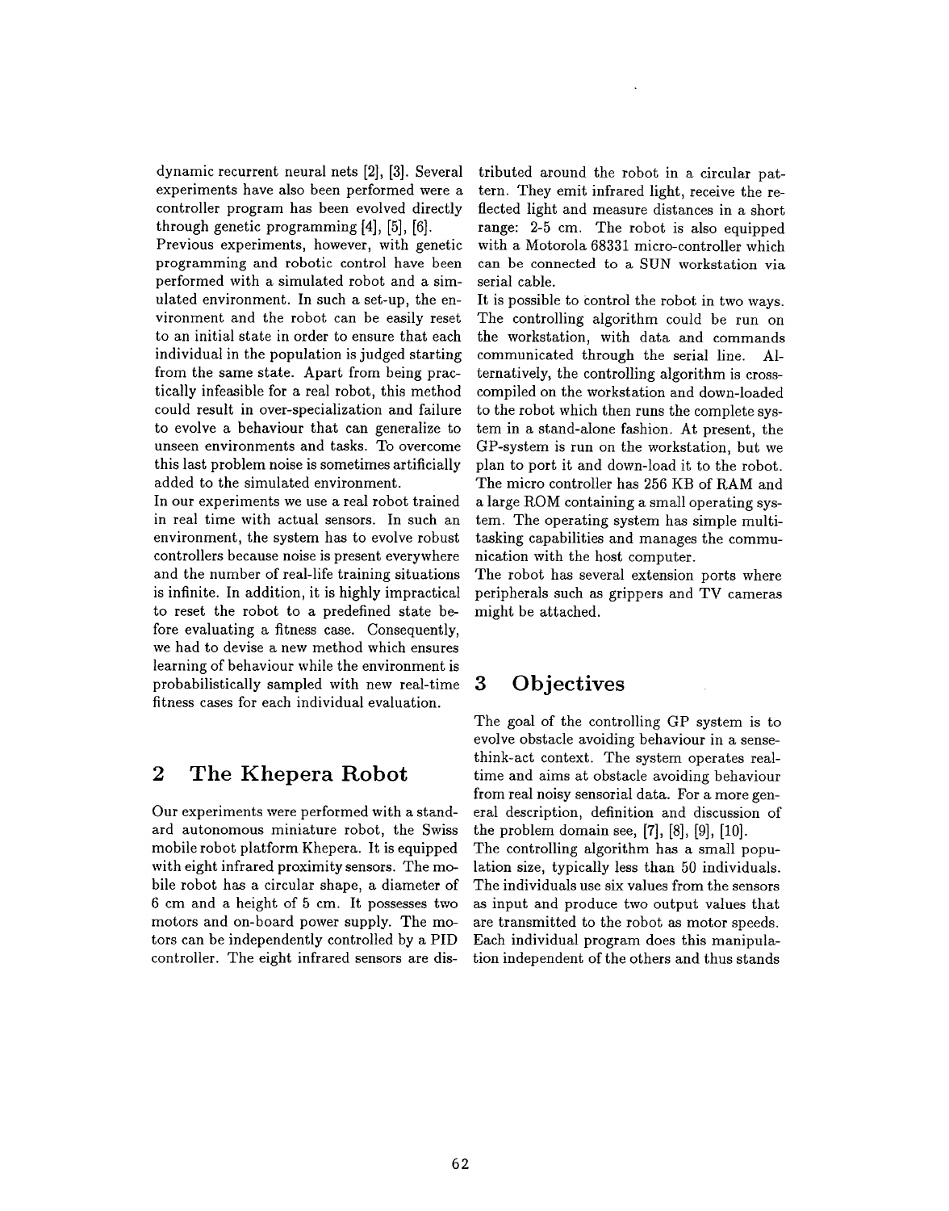dynamic recurrent neural nets [2], [3]. Several experiments have also been performed were a controller program has been evolved directly through genetic programming [4], [5], [6].

Previous experiments, however, with genetic programming and robotic control have been performed with a simulated robot and a simulated environment. In such a set-up, the environment and the robot can be easily reset to an initial state in order to ensure that each individual in the population is judged starting from the same state. Apart from being practically infeasible for a real robot, this method could result in over-specialization and failure to evolve a behaviour that can generalize to unseen environments and tasks. To overcome this last problem noise is sometimes artificially added to the simulated environment.

In our experiments we use a real robot trained in real time with actual sensors. In such an environment, the system has to evolve robust controllers because noise is present everywhere and the number of real-life training situations is infinite. In addition, it is highly impractical to reset the robot to a predefined state before evaluating a fitness case. Consequently, we had to devise a new method which ensures learning of behaviour while the environment is probabilistically sampled with new real-time fitness cases for each individual evaluation.

## 2 The Khepera Robot

Our experiments were performed with a standard autonomous miniature robot, the Swiss mobile robot platform Khepera. It is equipped with eight infrared proximity sensors. The mobile robot has a circular shape, a diameter of 6 cm and a height of 5 cm. It possesses two motors and on-board power supply. The motors can be independently controlled by a PID controller. The eight infrared sensors are distributed around the robot in a circular pattern. They emit infrared light, receive the reflected light and measure distances in a short range: 2-5 cm. The robot is also equipped with a Motorola 68331 micro-controller which can be connected to a SUN workstation via serial cable.

It is possible to control the robot in two ways. The controlling algorithm could be run on the workstation, with data and commands communicated through the serial line. Alternatively, the controlling algorithm is cross-compiled on the workstation and down-loaded to the robot which then runs the complete system in a stand-alone fashion. At present, the GP-system is run on the workstation, but we plan to port it and down-load it to the robot. The micro controller has 256 KB of RAM and a large ROM containing a small operating system. The operating system has simple multi-tasking capabilities and manages the communication with the host computer.

The robot has several extension ports where peripherals such as grippers and TV cameras might be attached.

## 3 Objectives

The goal of the controlling GP system is to evolve obstacle avoiding behaviour in a sense-think-act context. The system operates real-time and aims at obstacle avoiding behaviour from real noisy sensorial data. For a more general description, definition and discussion of the problem domain see, [7], [8], [9], [10].

The controlling algorithm has a small population size, typically less than 50 individuals. The individuals use six values from the sensors as input and produce two output values that are transmitted to the robot as motor speeds. Each individual program does this manipulation independent of the others and thus stands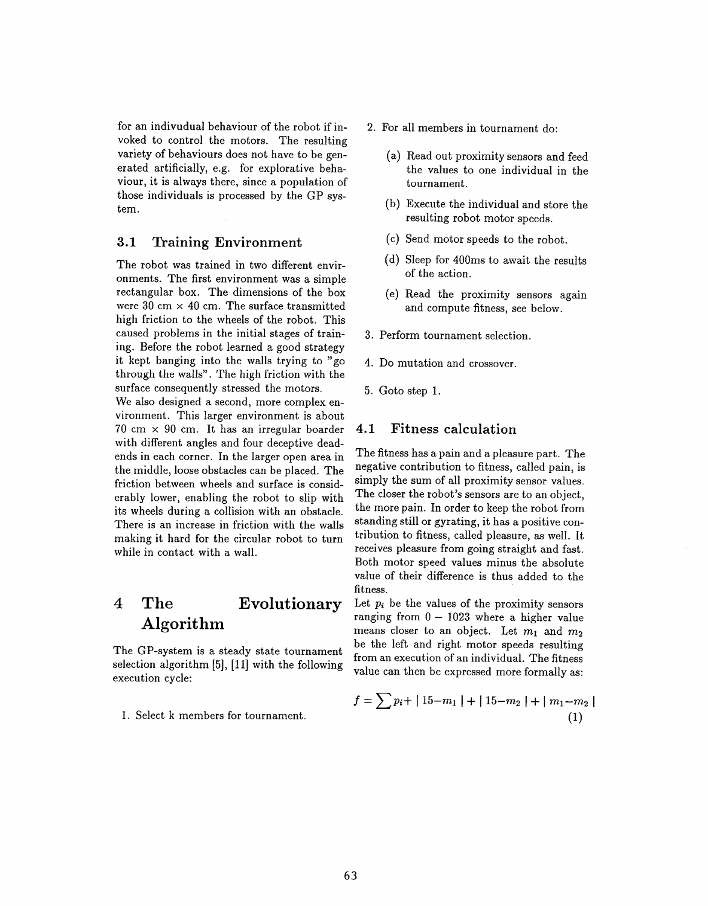for an indivudual behaviour of the robot if invoked to control the motors. The resulting variety of behaviours does not have to be generated artificially, e.g. for explorative behaviour, it is always there, since a population of those individuals is processed by the GP system.

### 3.1 Training Environment

The robot was trained in two different environments. The first environment was a simple rectangular box. The dimensions of the box were 30 cm × 40 cm. The surface transmitted high friction to the wheels of the robot. This caused problems in the initial stages of training. Before the robot learned a good strategy it kept banging into the walls trying to "go through the walls". The high friction with the surface consequently stressed the motors.
We also designed a second, more complex environment. This larger environment is about 70 cm × 90 cm. It has an irregular boarder with different angles and four deceptive dead-ends in each corner. In the larger open area in the middle, loose obstacles can be placed. The friction between wheels and surface is considerably lower, enabling the robot to slip with its wheels during a collision with an obstacle. There is an increase in friction with the walls making it hard for the circular robot to turn while in contact with a wall.

## 4 The Evolutionary Algorithm

The GP-system is a steady state tournament selection algorithm [5], [11] with the following execution cycle:

1. Select k members for tournament.
2. For all members in tournament do:
   (a) Read out proximity sensors and feed the values to one individual in the tournament.
   (b) Execute the individual and store the resulting robot motor speeds.
   (c) Send motor speeds to the robot.
   (d) Sleep for 400ms to await the results of the action.
   (e) Read the proximity sensors again and compute fitness, see below.
3. Perform tournament selection.
4. Do mutation and crossover.
5. Goto step 1.

### 4.1 Fitness calculation

The fitness has a pain and a pleasure part. The negative contribution to fitness, called pain, is simply the sum of all proximity sensor values. The closer the robot's sensors are to an object, the more pain. In order to keep the robot from standing still or gyrating, it has a positive contribution to fitness, called pleasure, as well. It receives pleasure from going straight and fast. Both motor speed values minus the absolute value of their difference is thus added to the fitness.
Let $p_i$ be the values of the proximity sensors ranging from $0 - 1023$ where a higher value means closer to an object. Let $m_1$ and $m_2$ be the left and right motor speeds resulting from an execution of an individual. The fitness value can then be expressed more formally as:

$$f = \sum p_i + | 15 - m_1 | + | 15 - m_2 | + | m_1 - m_2 | \quad (1)$$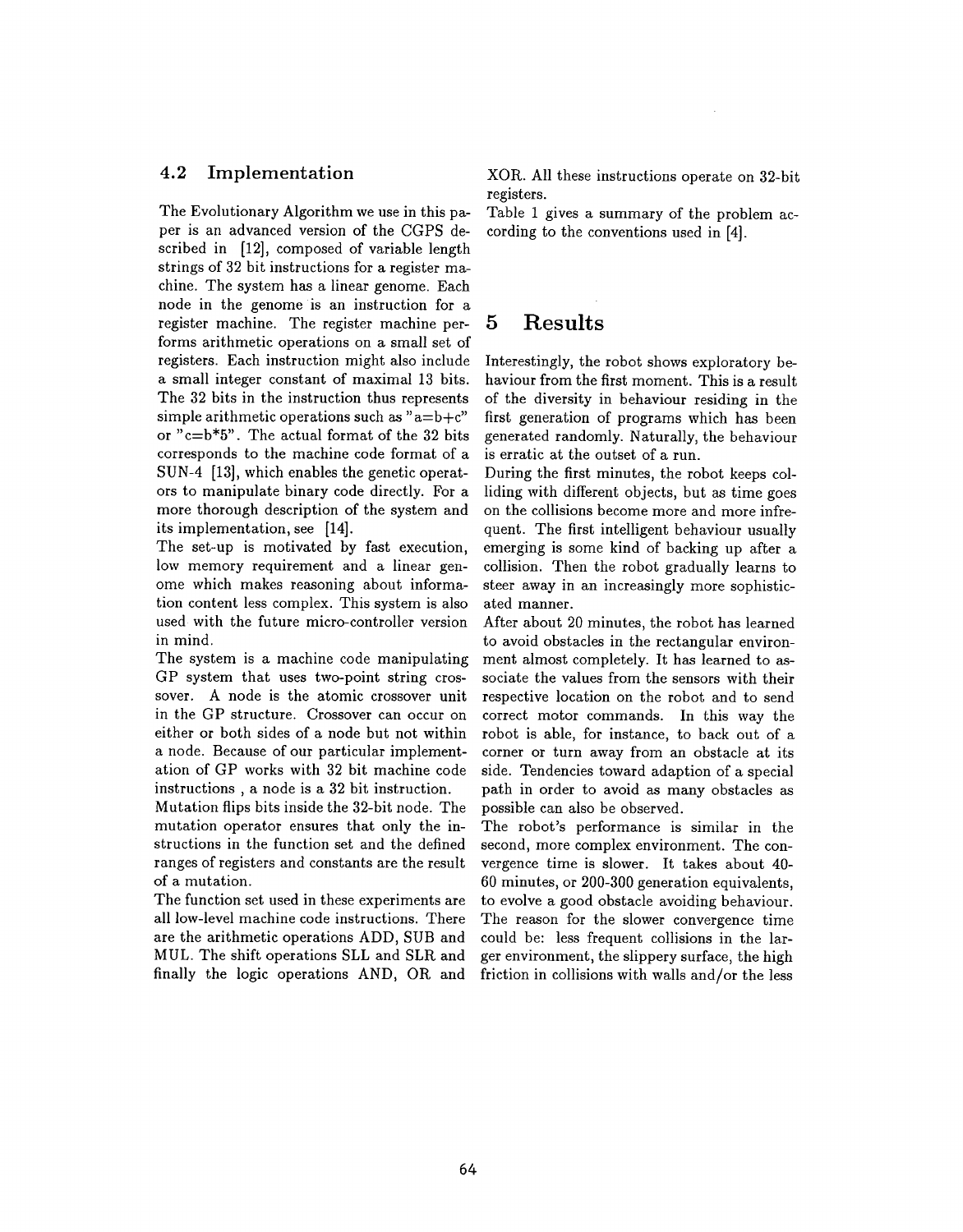### 4.2 Implementation

The Evolutionary Algorithm we use in this paper is an advanced version of the CGPS described in [12], composed of variable length strings of 32 bit instructions for a register machine. The system has a linear genome. Each node in the genome is an instruction for a register machine. The register machine performs arithmetic operations on a small set of registers. Each instruction might also include a small integer constant of maximal 13 bits. The 32 bits in the instruction thus represents simple arithmetic operations such as "a=b+c" or "c=b*5". The actual format of the 32 bits corresponds to the machine code format of a SUN-4 [13], which enables the genetic operators to manipulate binary code directly. For a more thorough description of the system and its implementation, see [14].

The set-up is motivated by fast execution, low memory requirement and a linear genome which makes reasoning about information content less complex. This system is also used with the future micro-controller version in mind.

The system is a machine code manipulating GP system that uses two-point string crossover. A node is the atomic crossover unit in the GP structure. Crossover can occur on either or both sides of a node but not within a node. Because of our particular implementation of GP works with 32 bit machine code instructions , a node is a 32 bit instruction.

Mutation flips bits inside the 32-bit node. The mutation operator ensures that only the instructions in the function set and the defined ranges of registers and constants are the result of a mutation.

The function set used in these experiments are all low-level machine code instructions. There are the arithmetic operations ADD, SUB and MUL. The shift operations SLL and SLR and finally the logic operations AND, OR and XOR. All these instructions operate on 32-bit registers.

Table 1 gives a summary of the problem according to the conventions used in [4].

## 5 Results

Interestingly, the robot shows exploratory behaviour from the first moment. This is a result of the diversity in behaviour residing in the first generation of programs which has been generated randomly. Naturally, the behaviour is erratic at the outset of a run.

During the first minutes, the robot keeps colliding with different objects, but as time goes on the collisions become more and more infrequent. The first intelligent behaviour usually emerging is some kind of backing up after a collision. Then the robot gradually learns to steer away in an increasingly more sophisticated manner.

After about 20 minutes, the robot has learned to avoid obstacles in the rectangular environment almost completely. It has learned to associate the values from the sensors with their respective location on the robot and to send correct motor commands. In this way the robot is able, for instance, to back out of a corner or turn away from an obstacle at its side. Tendencies toward adaption of a special path in order to avoid as many obstacles as possible can also be observed.

The robot's performance is similar in the second, more complex environment. The convergence time is slower. It takes about 40-60 minutes, or 200-300 generation equivalents, to evolve a good obstacle avoiding behaviour. The reason for the slower convergence time could be: less frequent collisions in the larger environment, the slippery surface, the high friction in collisions with walls and/or the less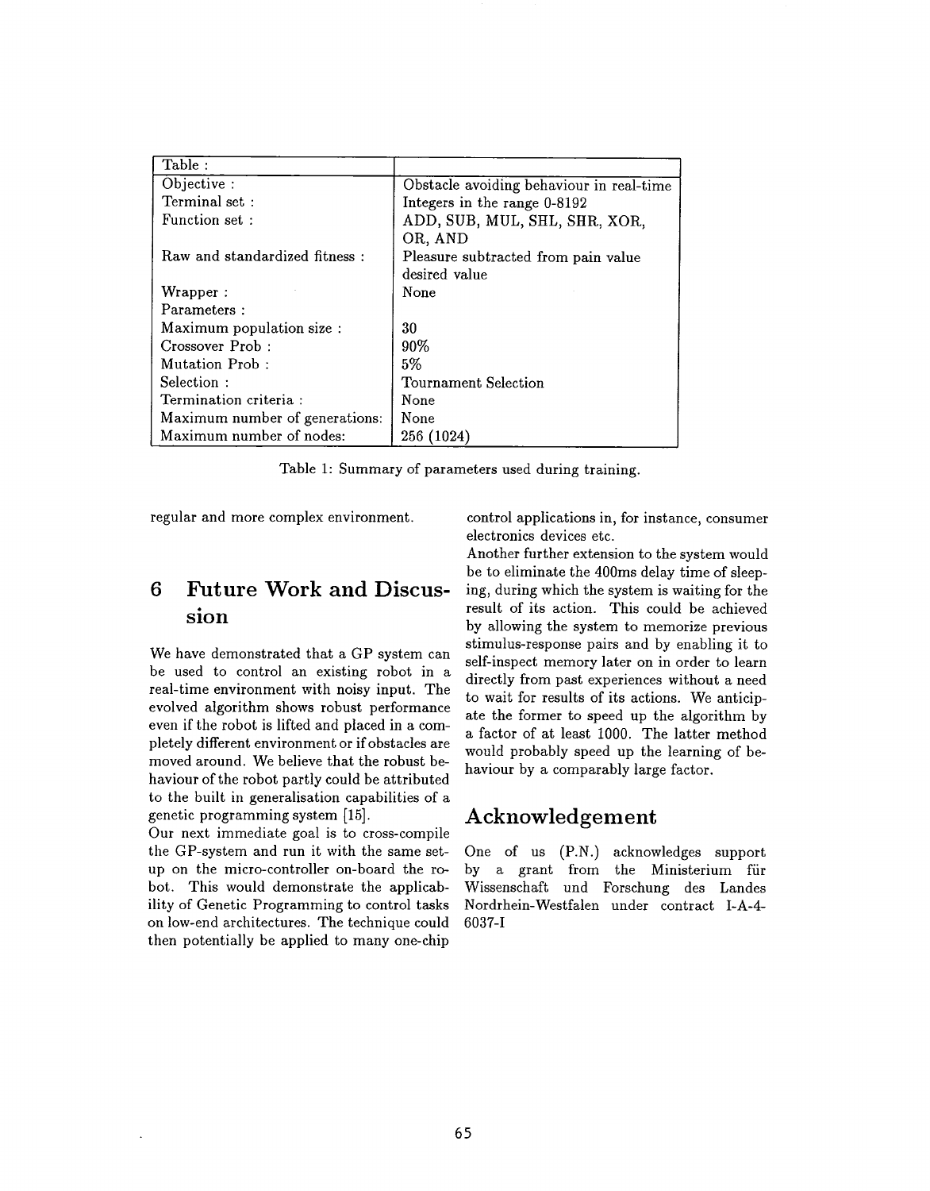| Table : | |
|---|---|
| Objective : | Obstacle avoiding behaviour in real-time |
| Terminal set : | Integers in the range 0-8192 |
| Function set : | ADD, SUB, MUL, SHL, SHR, XOR, OR, AND |
| Raw and standardized fitness : | Pleasure subtracted from pain value desired value |
| Wrapper : | None |
| Parameters : | |
| Maximum population size : | 30 |
| Crossover Prob : | 90% |
| Mutation Prob : | 5% |
| Selection : | Tournament Selection |
| Termination criteria : | None |
| Maximum number of generations: | None |
| Maximum number of nodes: | 256 (1024) |

Table 1: Summary of parameters used during training.

regular and more complex environment.

## 6 Future Work and Discussion

We have demonstrated that a GP system can be used to control an existing robot in a real-time environment with noisy input. The evolved algorithm shows robust performance even if the robot is lifted and placed in a completely different environment or if obstacles are moved around. We believe that the robust behaviour of the robot partly could be attributed to the built in generalisation capabilities of a genetic programming system [15].

Our next immediate goal is to cross-compile the GP-system and run it with the same setup on the micro-controller on-board the robot. This would demonstrate the applicability of Genetic Programming to control tasks on low-end architectures. The technique could then potentially be applied to many one-chip control applications in, for instance, consumer electronics devices etc.

Another further extension to the system would be to eliminate the 400ms delay time of sleeping, during which the system is waiting for the result of its action. This could be achieved by allowing the system to memorize previous stimulus-response pairs and by enabling it to self-inspect memory later on in order to learn directly from past experiences without a need to wait for results of its actions. We anticipate the former to speed up the algorithm by a factor of at least 1000. The latter method would probably speed up the learning of behaviour by a comparably large factor.

## Acknowledgement

One of us (P.N.) acknowledges support by a grant from the Ministerium für Wissenschaft und Forschung des Landes Nordrhein-Westfalen under contract I-A-4-6037-I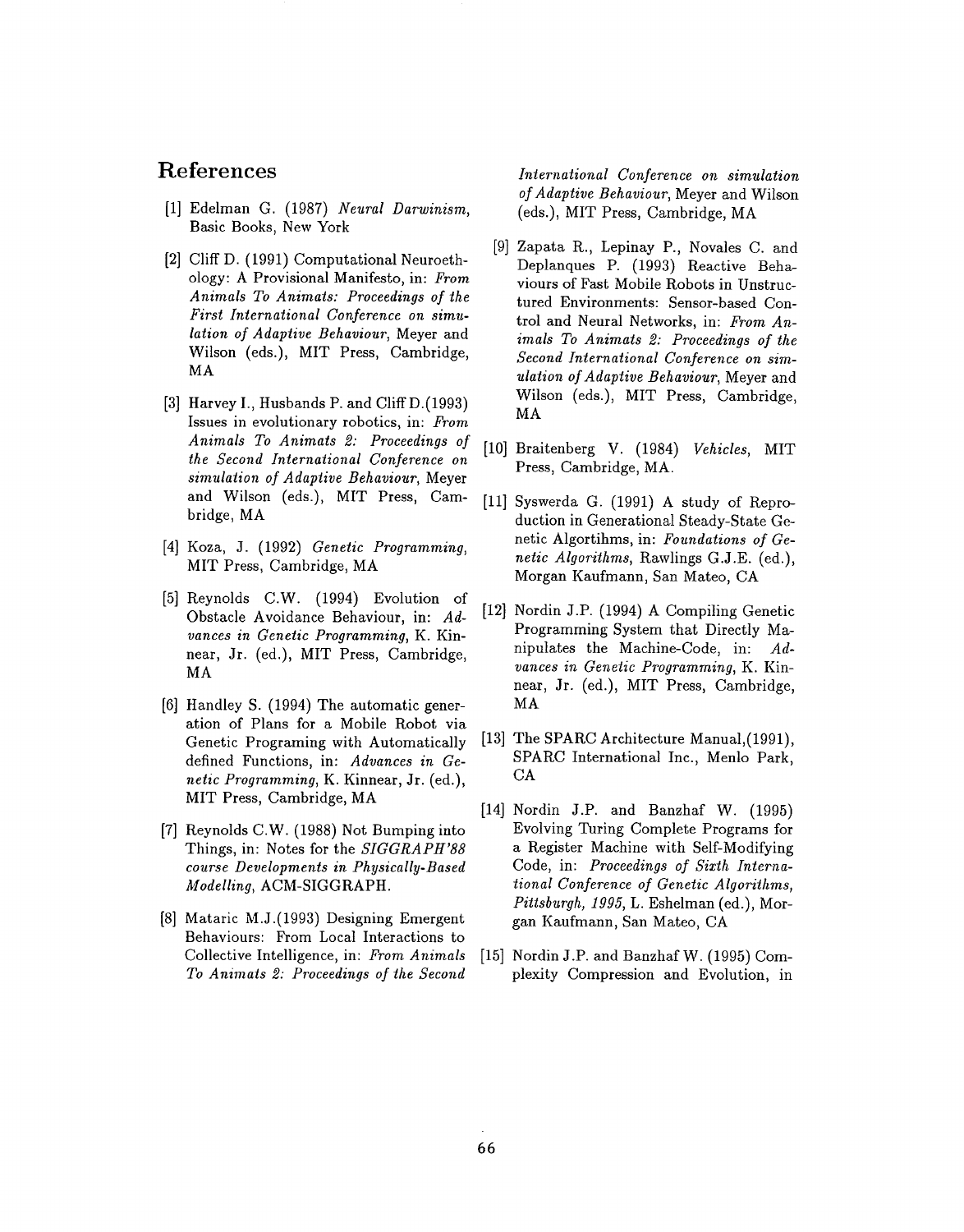## References

[1] Edelman G. (1987) *Neural Darwinism*, Basic Books, New York

[2] Cliff D. (1991) Computational Neuroethology: A Provisional Manifesto, in: *From Animals To Animats: Proceedings of the First International Conference on simulation of Adaptive Behaviour*, Meyer and Wilson (eds.), MIT Press, Cambridge, MA

[3] Harvey I., Husbands P. and Cliff D.(1993) Issues in evolutionary robotics, in: *From Animals To Animats 2: Proceedings of the Second International Conference on simulation of Adaptive Behaviour*, Meyer and Wilson (eds.), MIT Press, Cambridge, MA

[4] Koza, J. (1992) *Genetic Programming*, MIT Press, Cambridge, MA

[5] Reynolds C.W. (1994) Evolution of Obstacle Avoidance Behaviour, in: *Advances in Genetic Programming*, K. Kinnear, Jr. (ed.), MIT Press, Cambridge, MA

[6] Handley S. (1994) The automatic generation of Plans for a Mobile Robot via Genetic Programing with Automatically defined Functions, in: *Advances in Genetic Programming*, K. Kinnear, Jr. (ed.), MIT Press, Cambridge, MA

[7] Reynolds C.W. (1988) Not Bumping into Things, in: Notes for the *SIGGRAPH'88 course Developments in Physically-Based Modelling*, ACM-SIGGRAPH.

[8] Mataric M.J.(1993) Designing Emergent Behaviours: From Local Interactions to Collective Intelligence, in: *From Animals To Animats 2: Proceedings of the Second International Conference on simulation of Adaptive Behaviour*, Meyer and Wilson (eds.), MIT Press, Cambridge, MA

[9] Zapata R., Lepinay P., Novales C. and Deplanques P. (1993) Reactive Behaviours of Fast Mobile Robots in Unstructured Environments: Sensor-based Control and Neural Networks, in: *From Animals To Animats 2: Proceedings of the Second International Conference on simulation of Adaptive Behaviour*, Meyer and Wilson (eds.), MIT Press, Cambridge, MA

[10] Braitenberg V. (1984) *Vehicles*, MIT Press, Cambridge, MA.

[11] Syswerda G. (1991) A study of Reproduction in Generational Steady-State Genetic Algortihms, in: *Foundations of Genetic Algorithms*, Rawlings G.J.E. (ed.), Morgan Kaufmann, San Mateo, CA

[12] Nordin J.P. (1994) A Compiling Genetic Programming System that Directly Manipulates the Machine-Code, in: *Advances in Genetic Programming*, K. Kinnear, Jr. (ed.), MIT Press, Cambridge, MA

[13] The SPARC Architecture Manual,(1991), SPARC International Inc., Menlo Park, CA

[14] Nordin J.P. and Banzhaf W. (1995) Evolving Turing Complete Programs for a Register Machine with Self-Modifying Code, in: *Proceedings of Sixth International Conference of Genetic Algorithms, Pittsburgh, 1995*, L. Eshelman (ed.), Morgan Kaufmann, San Mateo, CA

[15] Nordin J.P. and Banzhaf W. (1995) Complexity Compression and Evolution, in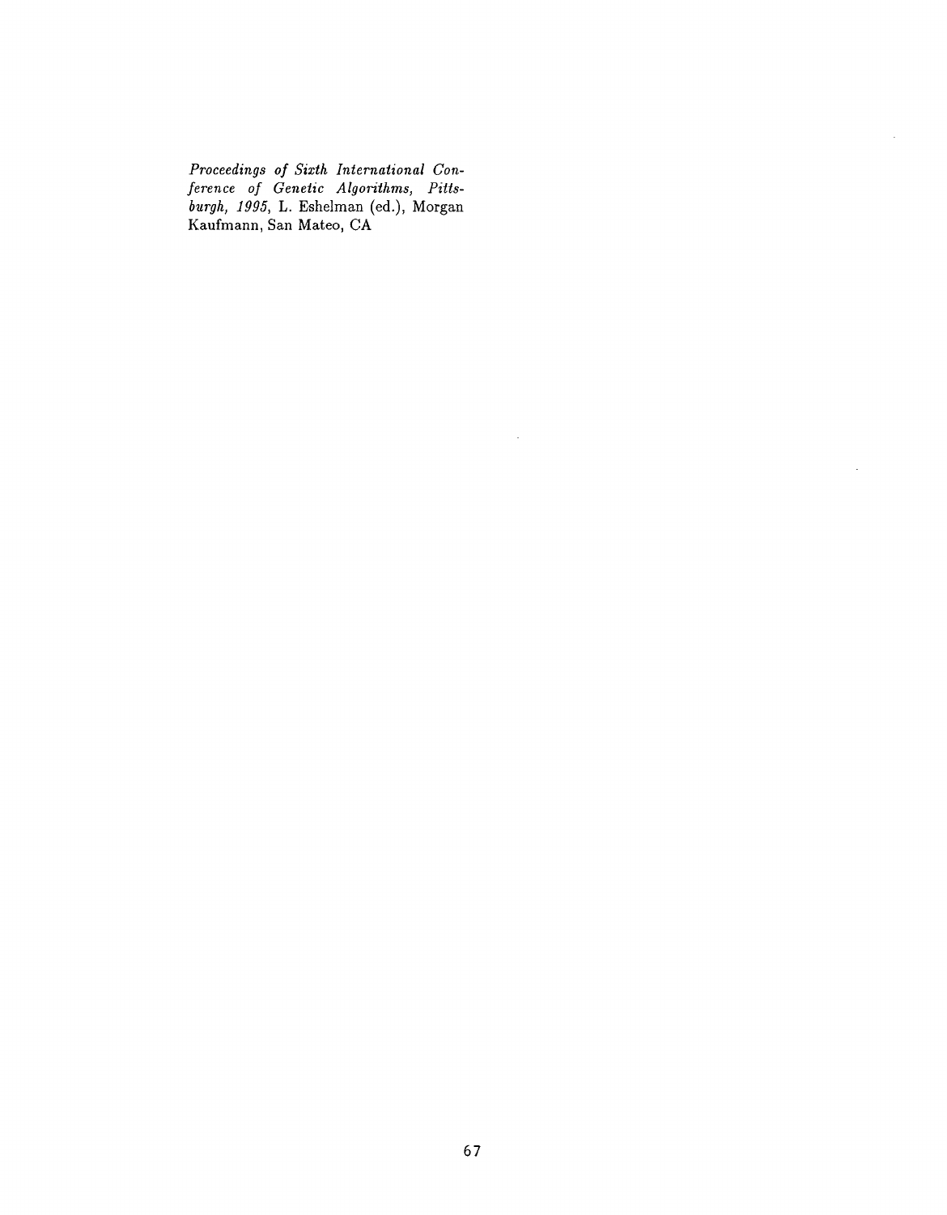*Proceedings of Sixth International Conference of Genetic Algorithms, Pittsburgh, 1995*, L. Eshelman (ed.), Morgan Kaufmann, San Mateo, CA